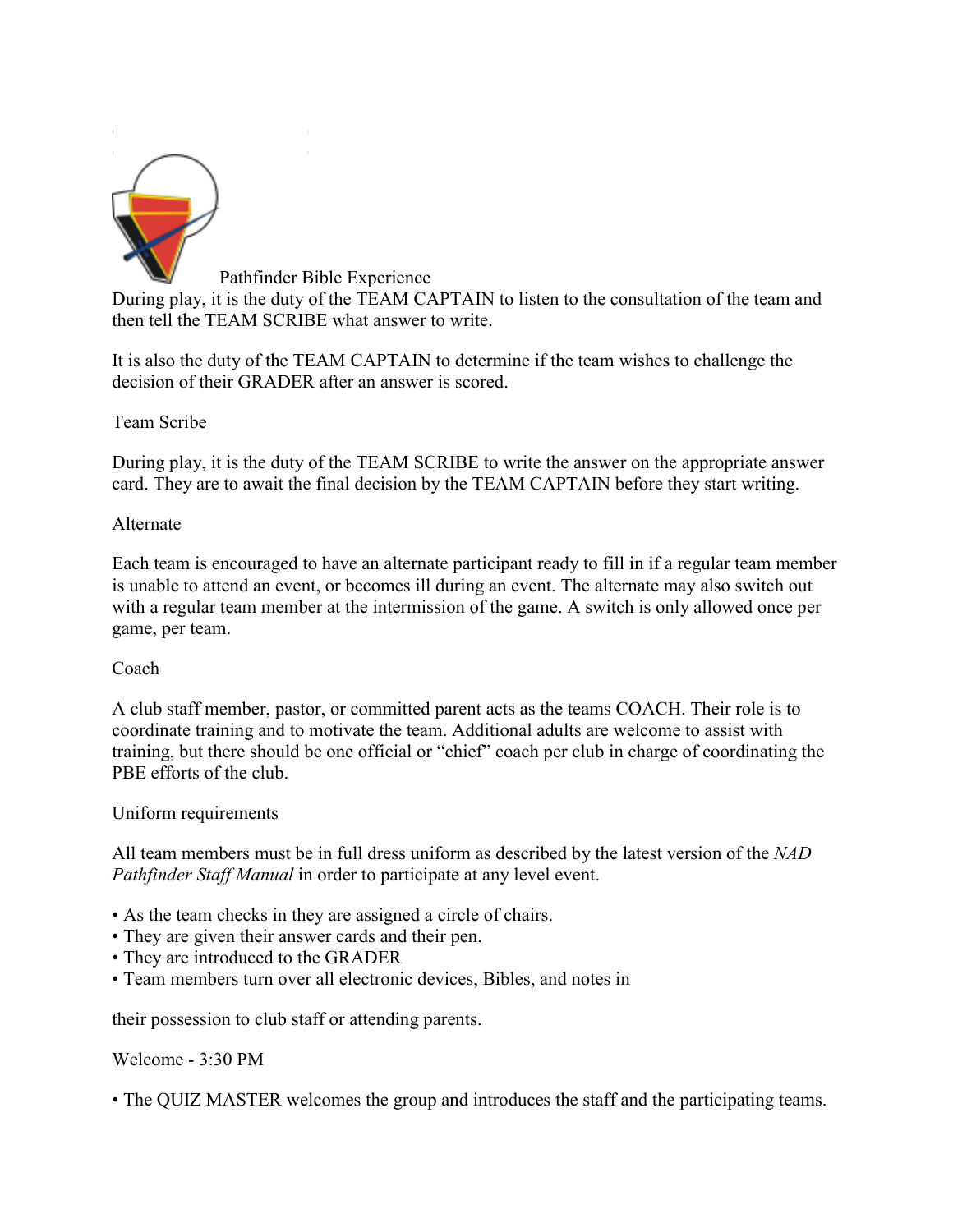Pathfinder Bible Experience

During play, it is the duty of the TEAM CAPTAIN to listen to the consultation of the team and then tell the TEAM SCRIBE what answer to write.

It is also the duty of the TEAM CAPTAIN to determine if the team wishes to challenge the decision of their GRADER after an answer is scored.

Team Scribe

During play, it is the duty of the TEAM SCRIBE to write the answer on the appropriate answer card. They are to await the final decision by the TEAM CAPTAIN before they start writing.

Alternate

Each team is encouraged to have an alternate participant ready to fill in if a regular team member is unable to attend an event, or becomes ill during an event. The alternate may also switch out with a regular team member at the intermission of the game. A switch is only allowed once per game, per team.

Coach

A club staff member, pastor, or committed parent acts as the teams COACH. Their role is to coordinate training and to motivate the team. Additional adults are welcome to assist with training, but there should be one official or "chief" coach per club in charge of coordinating the PBE efforts of the club.

Uniform requirements

All team members must be in full dress uniform as described by the latest version of the *NAD Pathfinder Staff Manual* in order to participate at any level event.

- As the team checks in they are assigned a circle of chairs.
- They are given their answer cards and their pen.
- They are introduced to the GRADER
- Team members turn over all electronic devices, Bibles, and notes in

their possession to club staff or attending parents.

Welcome - 3:30 PM

- The QUIZ MASTER welcomes the group and introduces the staff and the participating teams.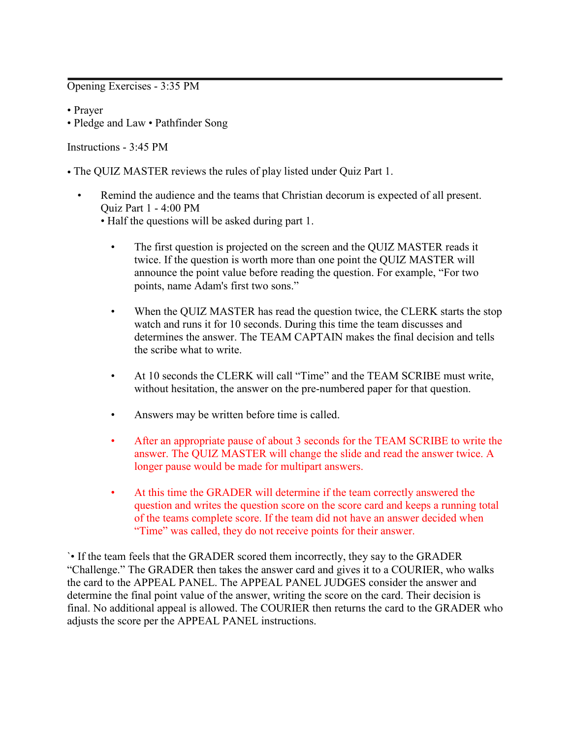---

Opening Exercises - 3:35 PM

- Prayer
- Pledge and Law • Pathfinder Song

Instructions - 3:45 PM

- The QUIZ MASTER reviews the rules of play listed under Quiz Part 1.

  - Remind the audience and the teams that Christian decorum is expected of all present.
    Quiz Part 1 - 4:00 PM
    - Half the questions will be asked during part 1.

      - The first question is projected on the screen and the QUIZ MASTER reads it twice. If the question is worth more than one point the QUIZ MASTER will announce the point value before reading the question. For example, "For two points, name Adam's first two sons."

      - When the QUIZ MASTER has read the question twice, the CLERK starts the stop watch and runs it for 10 seconds. During this time the team discusses and determines the answer. The TEAM CAPTAIN makes the final decision and tells the scribe what to write.

      - At 10 seconds the CLERK will call "Time" and the TEAM SCRIBE must write, without hesitation, the answer on the pre-numbered paper for that question.

      - Answers may be written before time is called.

      - After an appropriate pause of about 3 seconds for the TEAM SCRIBE to write the answer. The QUIZ MASTER will change the slide and read the answer twice. A longer pause would be made for multipart answers.

      - At this time the GRADER will determine if the team correctly answered the question and writes the question score on the score card and keeps a running total of the teams complete score. If the team did not have an answer decided when "Time" was called, they do not receive points for their answer.

`• If the team feels that the GRADER scored them incorrectly, they say to the GRADER "Challenge." The GRADER then takes the answer card and gives it to a COURIER, who walks the card to the APPEAL PANEL. The APPEAL PANEL JUDGES consider the answer and determine the final point value of the answer, writing the score on the card. Their decision is final. No additional appeal is allowed. The COURIER then returns the card to the GRADER who adjusts the score per the APPEAL PANEL instructions.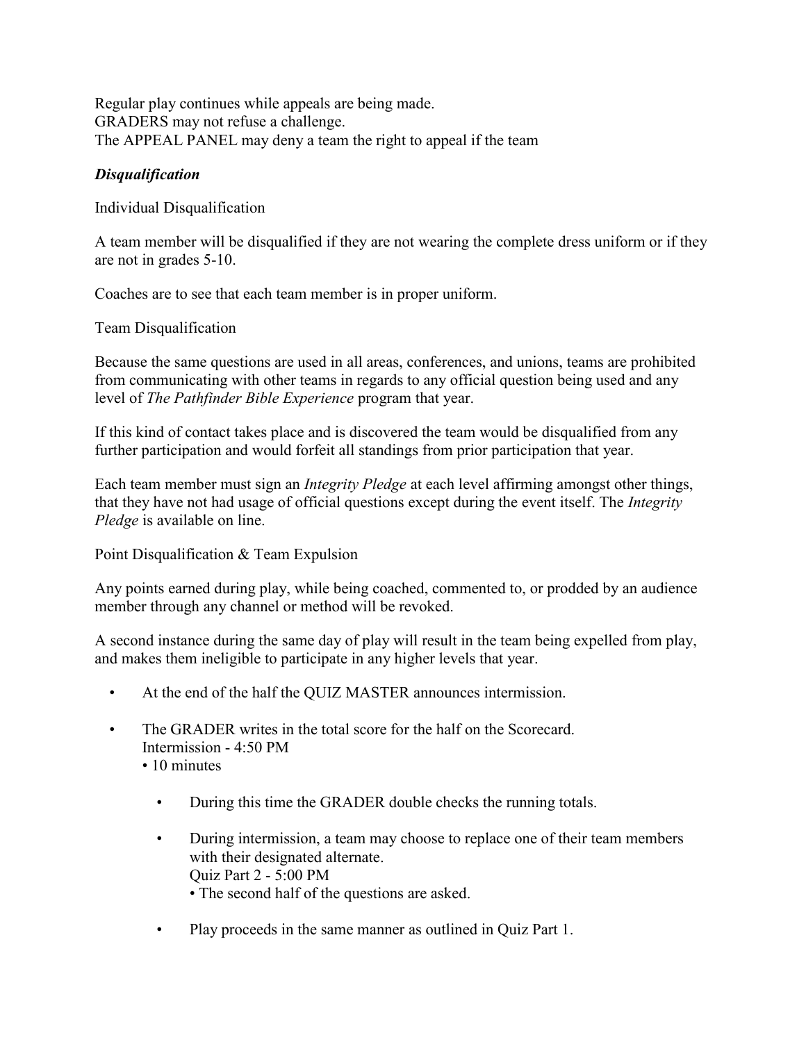Regular play continues while appeals are being made.
GRADERS may not refuse a challenge.
The APPEAL PANEL may deny a team the right to appeal if the team

### *Disqualification*

Individual Disqualification

A team member will be disqualified if they are not wearing the complete dress uniform or if they are not in grades 5-10.

Coaches are to see that each team member is in proper uniform.

Team Disqualification

Because the same questions are used in all areas, conferences, and unions, teams are prohibited from communicating with other teams in regards to any official question being used and any level of *The Pathfinder Bible Experience* program that year.

If this kind of contact takes place and is discovered the team would be disqualified from any further participation and would forfeit all standings from prior participation that year.

Each team member must sign an *Integrity Pledge* at each level affirming amongst other things, that they have not had usage of official questions except during the event itself. The *Integrity Pledge* is available on line.

Point Disqualification & Team Expulsion

Any points earned during play, while being coached, commented to, or prodded by an audience member through any channel or method will be revoked.

A second instance during the same day of play will result in the team being expelled from play, and makes them ineligible to participate in any higher levels that year.

- At the end of the half the QUIZ MASTER announces intermission.
- The GRADER writes in the total score for the half on the Scorecard.
  Intermission - 4:50 PM
  • 10 minutes
    - During this time the GRADER double checks the running totals.
    - During intermission, a team may choose to replace one of their team members with their designated alternate.
      Quiz Part 2 - 5:00 PM
      • The second half of the questions are asked.
    - Play proceeds in the same manner as outlined in Quiz Part 1.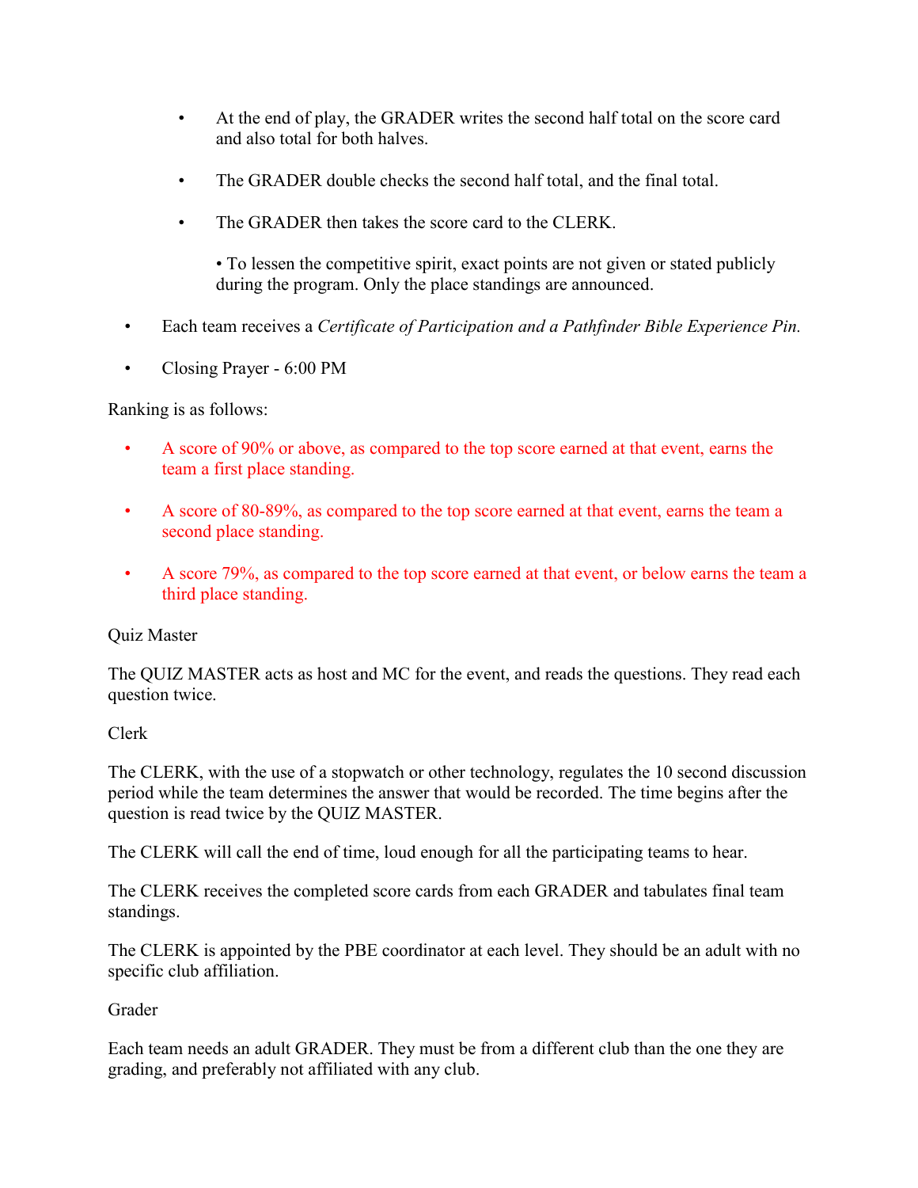- At the end of play, the GRADER writes the second half total on the score card and also total for both halves.
- The GRADER double checks the second half total, and the final total.
- The GRADER then takes the score card to the CLERK.

  • To lessen the competitive spirit, exact points are not given or stated publicly during the program. Only the place standings are announced.

- Each team receives a *Certificate of Participation and a Pathfinder Bible Experience Pin.*
- Closing Prayer - 6:00 PM

Ranking is as follows:

- A score of 90% or above, as compared to the top score earned at that event, earns the team a first place standing.
- A score of 80-89%, as compared to the top score earned at that event, earns the team a second place standing.
- A score 79%, as compared to the top score earned at that event, or below earns the team a third place standing.

Quiz Master

The QUIZ MASTER acts as host and MC for the event, and reads the questions. They read each question twice.

Clerk

The CLERK, with the use of a stopwatch or other technology, regulates the 10 second discussion period while the team determines the answer that would be recorded. The time begins after the question is read twice by the QUIZ MASTER.

The CLERK will call the end of time, loud enough for all the participating teams to hear.

The CLERK receives the completed score cards from each GRADER and tabulates final team standings.

The CLERK is appointed by the PBE coordinator at each level. They should be an adult with no specific club affiliation.

Grader

Each team needs an adult GRADER. They must be from a different club than the one they are grading, and preferably not affiliated with any club.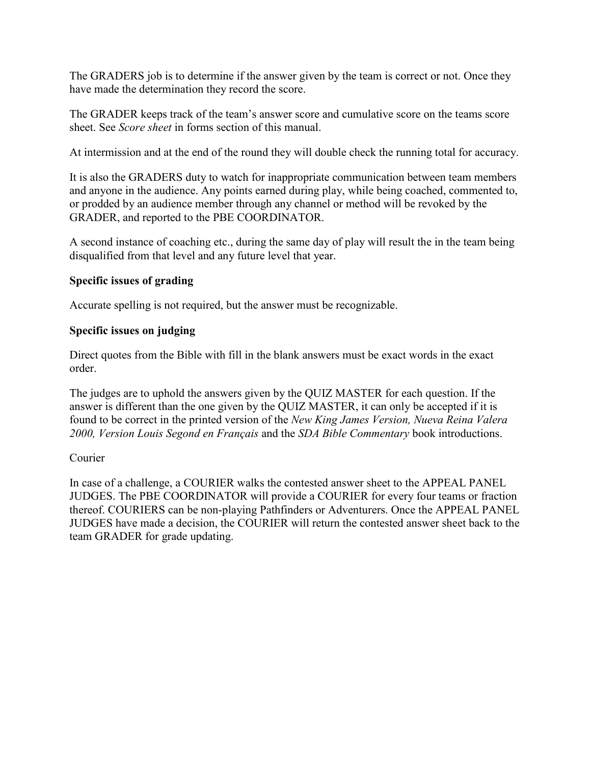The GRADERS job is to determine if the answer given by the team is correct or not. Once they have made the determination they record the score.

The GRADER keeps track of the team's answer score and cumulative score on the teams score sheet. See *Score sheet* in forms section of this manual.

At intermission and at the end of the round they will double check the running total for accuracy.

It is also the GRADERS duty to watch for inappropriate communication between team members and anyone in the audience. Any points earned during play, while being coached, commented to, or prodded by an audience member through any channel or method will be revoked by the GRADER, and reported to the PBE COORDINATOR.

A second instance of coaching etc., during the same day of play will result the in the team being disqualified from that level and any future level that year.

**Specific issues of grading**

Accurate spelling is not required, but the answer must be recognizable.

**Specific issues on judging**

Direct quotes from the Bible with fill in the blank answers must be exact words in the exact order.

The judges are to uphold the answers given by the QUIZ MASTER for each question. If the answer is different than the one given by the QUIZ MASTER, it can only be accepted if it is found to be correct in the printed version of the *New King James Version, Nueva Reina Valera 2000, Version Louis Segond en Français* and the *SDA Bible Commentary* book introductions.

Courier

In case of a challenge, a COURIER walks the contested answer sheet to the APPEAL PANEL JUDGES. The PBE COORDINATOR will provide a COURIER for every four teams or fraction thereof. COURIERS can be non-playing Pathfinders or Adventurers. Once the APPEAL PANEL JUDGES have made a decision, the COURIER will return the contested answer sheet back to the team GRADER for grade updating.